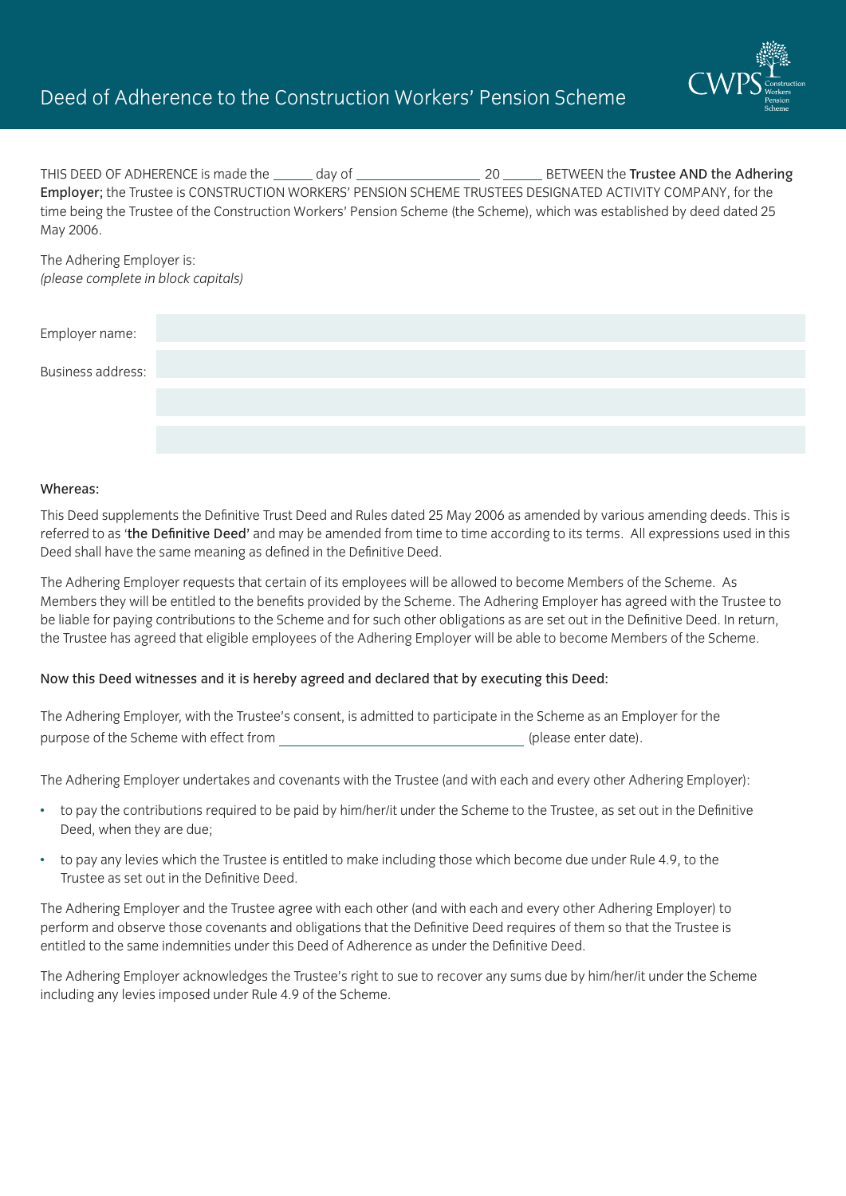# Deed of Adherence to the Construction Workers' Pension Scheme

THIS DEED OF ADHERENCE is made the ______ day of __________________ 20 ______ BETWEEN the **Trustee AND the Adhering Employer;** the Trustee is CONSTRUCTION WORKERS' PENSION SCHEME TRUSTEES DESIGNATED ACTIVITY COMPANY, for the time being the Trustee of the Construction Workers' Pension Scheme (the Scheme), which was established by deed dated 25 May 2006.

The Adhering Employer is:
*(please complete in block capitals)*

| | |
|---|---|
| Employer name: | |
| Business address: | |
| | |
| | |

Whereas:

This Deed supplements the Definitive Trust Deed and Rules dated 25 May 2006 as amended by various amending deeds. This is referred to as '**the Definitive Deed**' and may be amended from time to time according to its terms. All expressions used in this Deed shall have the same meaning as defined in the Definitive Deed.

The Adhering Employer requests that certain of its employees will be allowed to become Members of the Scheme. As Members they will be entitled to the benefits provided by the Scheme. The Adhering Employer has agreed with the Trustee to be liable for paying contributions to the Scheme and for such other obligations as are set out in the Definitive Deed. In return, the Trustee has agreed that eligible employees of the Adhering Employer will be able to become Members of the Scheme.

Now this Deed witnesses and it is hereby agreed and declared that by executing this Deed:

The Adhering Employer, with the Trustee's consent, is admitted to participate in the Scheme as an Employer for the purpose of the Scheme with effect from __________________________________ (please enter date).

The Adhering Employer undertakes and covenants with the Trustee (and with each and every other Adhering Employer):

- to pay the contributions required to be paid by him/her/it under the Scheme to the Trustee, as set out in the Definitive Deed, when they are due;
- to pay any levies which the Trustee is entitled to make including those which become due under Rule 4.9, to the Trustee as set out in the Definitive Deed.

The Adhering Employer and the Trustee agree with each other (and with each and every other Adhering Employer) to perform and observe those covenants and obligations that the Definitive Deed requires of them so that the Trustee is entitled to the same indemnities under this Deed of Adherence as under the Definitive Deed.

The Adhering Employer acknowledges the Trustee's right to sue to recover any sums due by him/her/it under the Scheme including any levies imposed under Rule 4.9 of the Scheme.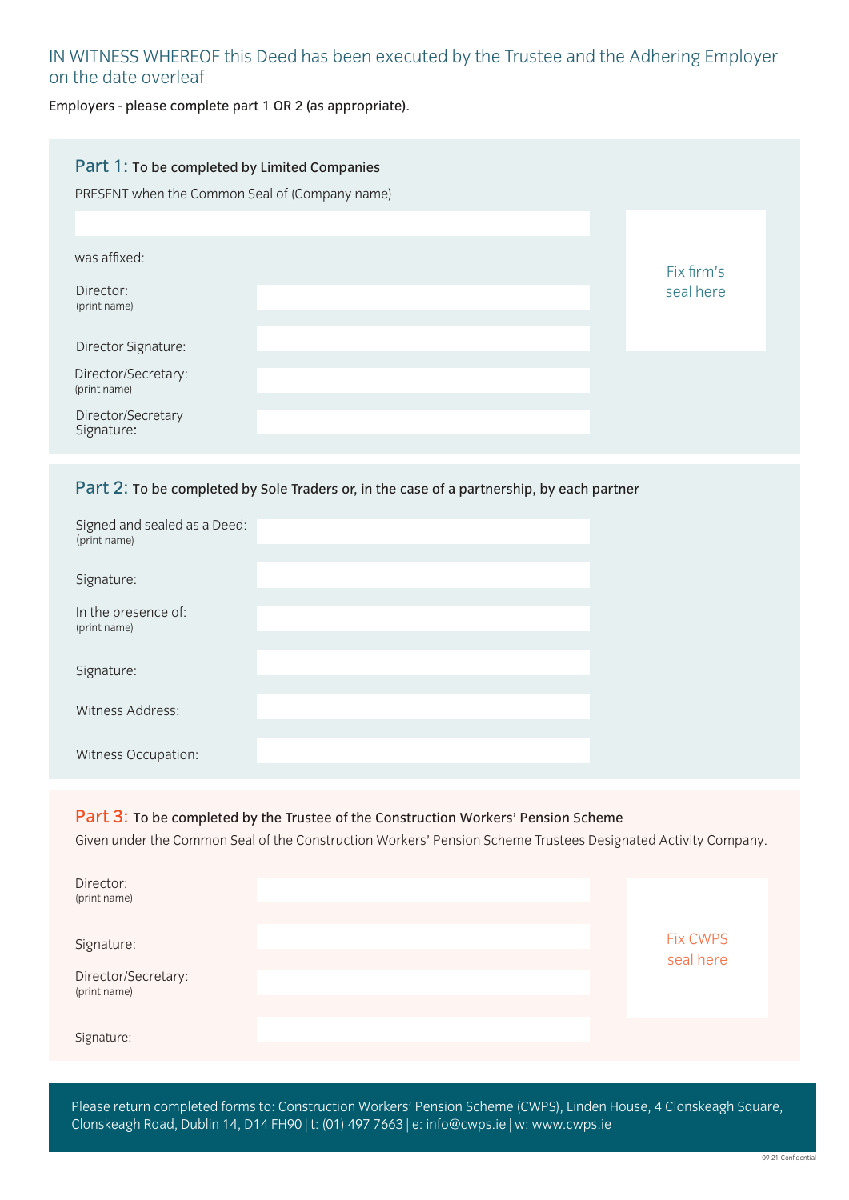IN WITNESS WHEREOF this Deed has been executed by the Trustee and the Adhering Employer on the date overleaf

**Employers - please complete part 1 OR 2 (as appropriate).**

## Part 1: To be completed by Limited Companies

PRESENT when the Common Seal of (Company name)

was affixed:

Director:
(print name)

Director Signature:

Director/Secretary:
(print name)

Director/Secretary Signature:

Fix firm's seal here

## Part 2: To be completed by Sole Traders or, in the case of a partnership, by each partner

Signed and sealed as a Deed:
(print name)

Signature:

In the presence of:
(print name)

Signature:

Witness Address:

Witness Occupation:

## Part 3: To be completed by the Trustee of the Construction Workers' Pension Scheme

Given under the Common Seal of the Construction Workers' Pension Scheme Trustees Designated Activity Company.

Director:
(print name)

Signature:

Director/Secretary:
(print name)

Signature:

Fix CWPS seal here

Please return completed forms to: Construction Workers' Pension Scheme (CWPS), Linden House, 4 Clonskeagh Square, Clonskeagh Road, Dublin 14, D14 FH90 | t: (01) 497 7663 | e: info@cwps.ie | w: www.cwps.ie

09-21-Confidential